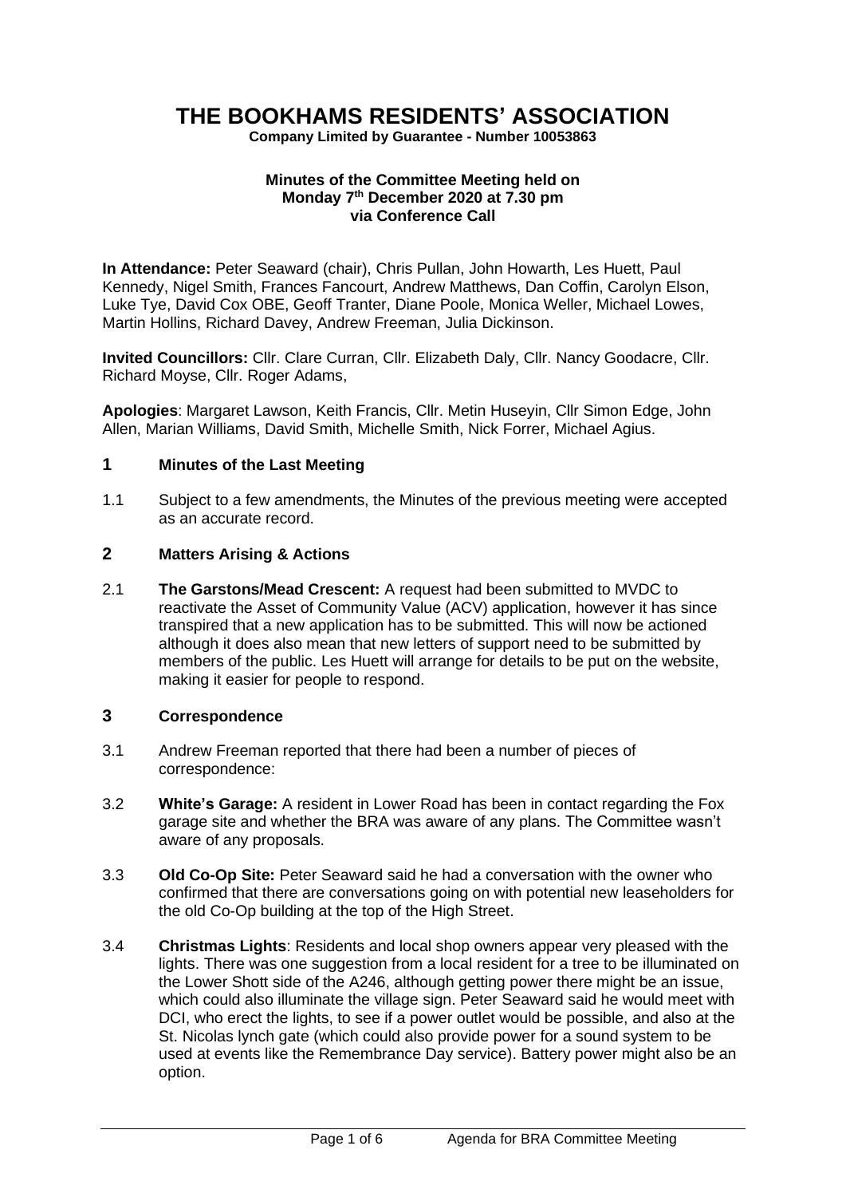# THE BOOKHAMS RESIDENTS' ASSOCIATION

**Company Limited by Guarantee - Number 10053863**

**Minutes of the Committee Meeting held on Monday 7th December 2020 at 7.30 pm via Conference Call**

**In Attendance:** Peter Seaward (chair), Chris Pullan, John Howarth, Les Huett, Paul Kennedy, Nigel Smith, Frances Fancourt, Andrew Matthews, Dan Coffin, Carolyn Elson, Luke Tye, David Cox OBE, Geoff Tranter, Diane Poole, Monica Weller, Michael Lowes, Martin Hollins, Richard Davey, Andrew Freeman, Julia Dickinson.

**Invited Councillors:** Cllr. Clare Curran, Cllr. Elizabeth Daly, Cllr. Nancy Goodacre, Cllr. Richard Moyse, Cllr. Roger Adams,

**Apologies**: Margaret Lawson, Keith Francis, Cllr. Metin Huseyin, Cllr Simon Edge, John Allen, Marian Williams, David Smith, Michelle Smith, Nick Forrer, Michael Agius.

## 1 Minutes of the Last Meeting

1.1 Subject to a few amendments, the Minutes of the previous meeting were accepted as an accurate record.

## 2 Matters Arising & Actions

2.1 **The Garstons/Mead Crescent:** A request had been submitted to MVDC to reactivate the Asset of Community Value (ACV) application, however it has since transpired that a new application has to be submitted. This will now be actioned although it does also mean that new letters of support need to be submitted by members of the public. Les Huett will arrange for details to be put on the website, making it easier for people to respond.

## 3 Correspondence

3.1 Andrew Freeman reported that there had been a number of pieces of correspondence:

3.2 **White's Garage:** A resident in Lower Road has been in contact regarding the Fox garage site and whether the BRA was aware of any plans. The Committee wasn't aware of any proposals.

3.3 **Old Co-Op Site:** Peter Seaward said he had a conversation with the owner who confirmed that there are conversations going on with potential new leaseholders for the old Co-Op building at the top of the High Street.

3.4 **Christmas Lights**: Residents and local shop owners appear very pleased with the lights. There was one suggestion from a local resident for a tree to be illuminated on the Lower Shott side of the A246, although getting power there might be an issue, which could also illuminate the village sign. Peter Seaward said he would meet with DCI, who erect the lights, to see if a power outlet would be possible, and also at the St. Nicolas lynch gate (which could also provide power for a sound system to be used at events like the Remembrance Day service). Battery power might also be an option.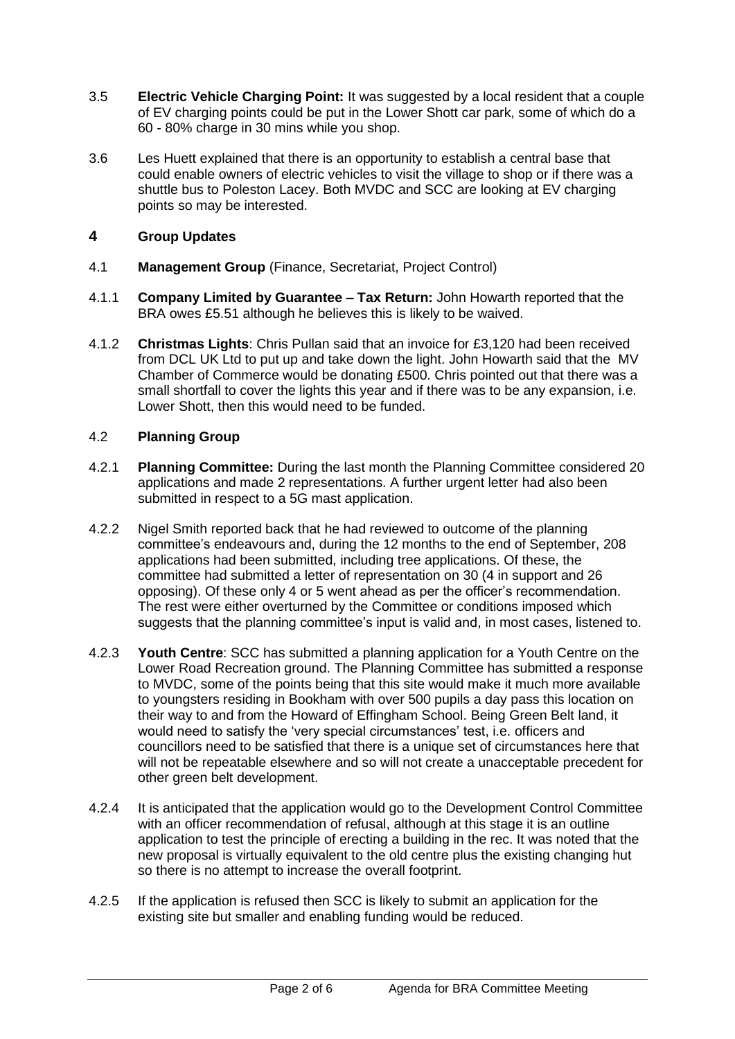3.5 **Electric Vehicle Charging Point:** It was suggested by a local resident that a couple of EV charging points could be put in the Lower Shott car park, some of which do a 60 - 80% charge in 30 mins while you shop.

3.6 Les Huett explained that there is an opportunity to establish a central base that could enable owners of electric vehicles to visit the village to shop or if there was a shuttle bus to Poleston Lacey. Both MVDC and SCC are looking at EV charging points so may be interested.

## 4 Group Updates

4.1 **Management Group** (Finance, Secretariat, Project Control)

4.1.1 **Company Limited by Guarantee – Tax Return:** John Howarth reported that the BRA owes £5.51 although he believes this is likely to be waived.

4.1.2 **Christmas Lights**: Chris Pullan said that an invoice for £3,120 had been received from DCL UK Ltd to put up and take down the light. John Howarth said that the MV Chamber of Commerce would be donating £500. Chris pointed out that there was a small shortfall to cover the lights this year and if there was to be any expansion, i.e. Lower Shott, then this would need to be funded.

4.2 **Planning Group**

4.2.1 **Planning Committee:** During the last month the Planning Committee considered 20 applications and made 2 representations. A further urgent letter had also been submitted in respect to a 5G mast application.

4.2.2 Nigel Smith reported back that he had reviewed to outcome of the planning committee's endeavours and, during the 12 months to the end of September, 208 applications had been submitted, including tree applications. Of these, the committee had submitted a letter of representation on 30 (4 in support and 26 opposing). Of these only 4 or 5 went ahead as per the officer's recommendation. The rest were either overturned by the Committee or conditions imposed which suggests that the planning committee's input is valid and, in most cases, listened to.

4.2.3 **Youth Centre**: SCC has submitted a planning application for a Youth Centre on the Lower Road Recreation ground. The Planning Committee has submitted a response to MVDC, some of the points being that this site would make it much more available to youngsters residing in Bookham with over 500 pupils a day pass this location on their way to and from the Howard of Effingham School. Being Green Belt land, it would need to satisfy the 'very special circumstances' test, i.e. officers and councillors need to be satisfied that there is a unique set of circumstances here that will not be repeatable elsewhere and so will not create a unacceptable precedent for other green belt development.

4.2.4 It is anticipated that the application would go to the Development Control Committee with an officer recommendation of refusal, although at this stage it is an outline application to test the principle of erecting a building in the rec. It was noted that the new proposal is virtually equivalent to the old centre plus the existing changing hut so there is no attempt to increase the overall footprint.

4.2.5 If the application is refused then SCC is likely to submit an application for the existing site but smaller and enabling funding would be reduced.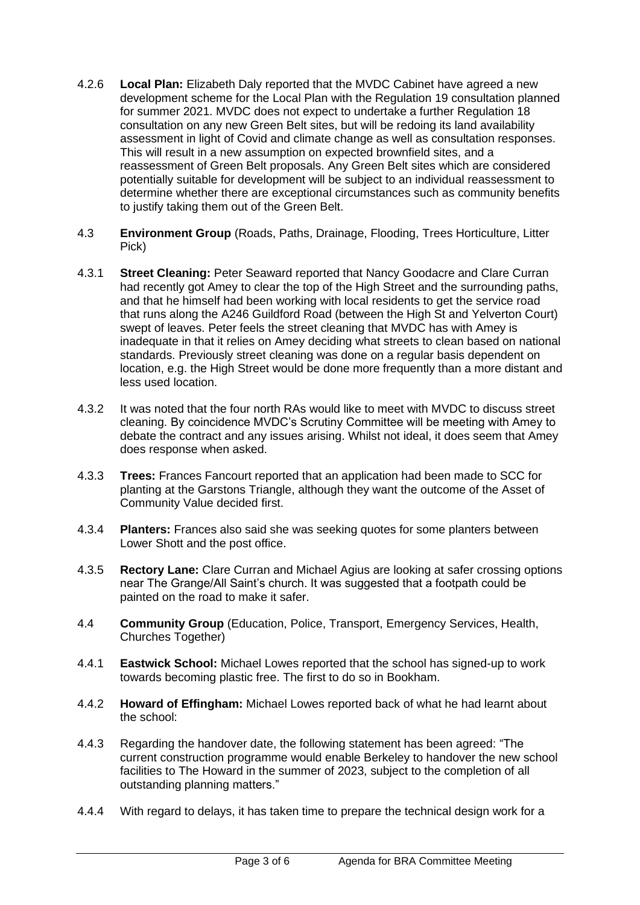4.2.6 **Local Plan:** Elizabeth Daly reported that the MVDC Cabinet have agreed a new development scheme for the Local Plan with the Regulation 19 consultation planned for summer 2021. MVDC does not expect to undertake a further Regulation 18 consultation on any new Green Belt sites, but will be redoing its land availability assessment in light of Covid and climate change as well as consultation responses. This will result in a new assumption on expected brownfield sites, and a reassessment of Green Belt proposals. Any Green Belt sites which are considered potentially suitable for development will be subject to an individual reassessment to determine whether there are exceptional circumstances such as community benefits to justify taking them out of the Green Belt.

4.3 **Environment Group** (Roads, Paths, Drainage, Flooding, Trees Horticulture, Litter Pick)

4.3.1 **Street Cleaning:** Peter Seaward reported that Nancy Goodacre and Clare Curran had recently got Amey to clear the top of the High Street and the surrounding paths, and that he himself had been working with local residents to get the service road that runs along the A246 Guildford Road (between the High St and Yelverton Court) swept of leaves. Peter feels the street cleaning that MVDC has with Amey is inadequate in that it relies on Amey deciding what streets to clean based on national standards. Previously street cleaning was done on a regular basis dependent on location, e.g. the High Street would be done more frequently than a more distant and less used location.

4.3.2 It was noted that the four north RAs would like to meet with MVDC to discuss street cleaning. By coincidence MVDC's Scrutiny Committee will be meeting with Amey to debate the contract and any issues arising. Whilst not ideal, it does seem that Amey does response when asked.

4.3.3 **Trees:** Frances Fancourt reported that an application had been made to SCC for planting at the Garstons Triangle, although they want the outcome of the Asset of Community Value decided first.

4.3.4 **Planters:** Frances also said she was seeking quotes for some planters between Lower Shott and the post office.

4.3.5 **Rectory Lane:** Clare Curran and Michael Agius are looking at safer crossing options near The Grange/All Saint's church. It was suggested that a footpath could be painted on the road to make it safer.

4.4 **Community Group** (Education, Police, Transport, Emergency Services, Health, Churches Together)

4.4.1 **Eastwick School:** Michael Lowes reported that the school has signed-up to work towards becoming plastic free. The first to do so in Bookham.

4.4.2 **Howard of Effingham:** Michael Lowes reported back of what he had learnt about the school:

4.4.3 Regarding the handover date, the following statement has been agreed: "The current construction programme would enable Berkeley to handover the new school facilities to The Howard in the summer of 2023, subject to the completion of all outstanding planning matters."

4.4.4 With regard to delays, it has taken time to prepare the technical design work for a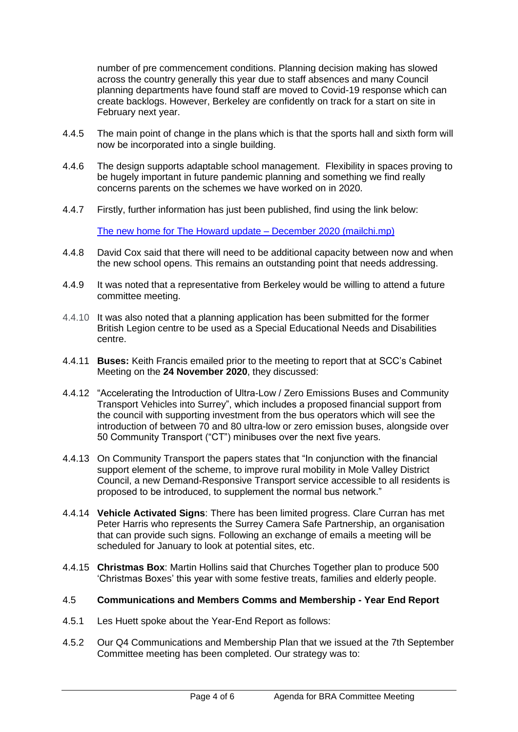number of pre commencement conditions. Planning decision making has slowed across the country generally this year due to staff absences and many Council planning departments have found staff are moved to Covid-19 response which can create backlogs. However, Berkeley are confidently on track for a start on site in February next year.

4.4.5 The main point of change in the plans which is that the sports hall and sixth form will now be incorporated into a single building.

4.4.6 The design supports adaptable school management. Flexibility in spaces proving to be hugely important in future pandemic planning and something we find really concerns parents on the schemes we have worked on in 2020.

4.4.7 Firstly, further information has just been published, find using the link below:

The new home for The Howard update – December 2020 (mailchi.mp)

4.4.8 David Cox said that there will need to be additional capacity between now and when the new school opens. This remains an outstanding point that needs addressing.

4.4.9 It was noted that a representative from Berkeley would be willing to attend a future committee meeting.

4.4.10 It was also noted that a planning application has been submitted for the former British Legion centre to be used as a Special Educational Needs and Disabilities centre.

4.4.11 **Buses:** Keith Francis emailed prior to the meeting to report that at SCC's Cabinet Meeting on the **24 November 2020**, they discussed:

4.4.12 "Accelerating the Introduction of Ultra-Low / Zero Emissions Buses and Community Transport Vehicles into Surrey", which includes a proposed financial support from the council with supporting investment from the bus operators which will see the introduction of between 70 and 80 ultra-low or zero emission buses, alongside over 50 Community Transport ("CT") minibuses over the next five years.

4.4.13 On Community Transport the papers states that "In conjunction with the financial support element of the scheme, to improve rural mobility in Mole Valley District Council, a new Demand-Responsive Transport service accessible to all residents is proposed to be introduced, to supplement the normal bus network."

4.4.14 **Vehicle Activated Signs**: There has been limited progress. Clare Curran has met Peter Harris who represents the Surrey Camera Safe Partnership, an organisation that can provide such signs. Following an exchange of emails a meeting will be scheduled for January to look at potential sites, etc.

4.4.15 **Christmas Box**: Martin Hollins said that Churches Together plan to produce 500 'Christmas Boxes' this year with some festive treats, families and elderly people.

## 4.5 Communications and Members Comms and Membership - Year End Report

4.5.1 Les Huett spoke about the Year-End Report as follows:

4.5.2 Our Q4 Communications and Membership Plan that we issued at the 7th September Committee meeting has been completed. Our strategy was to: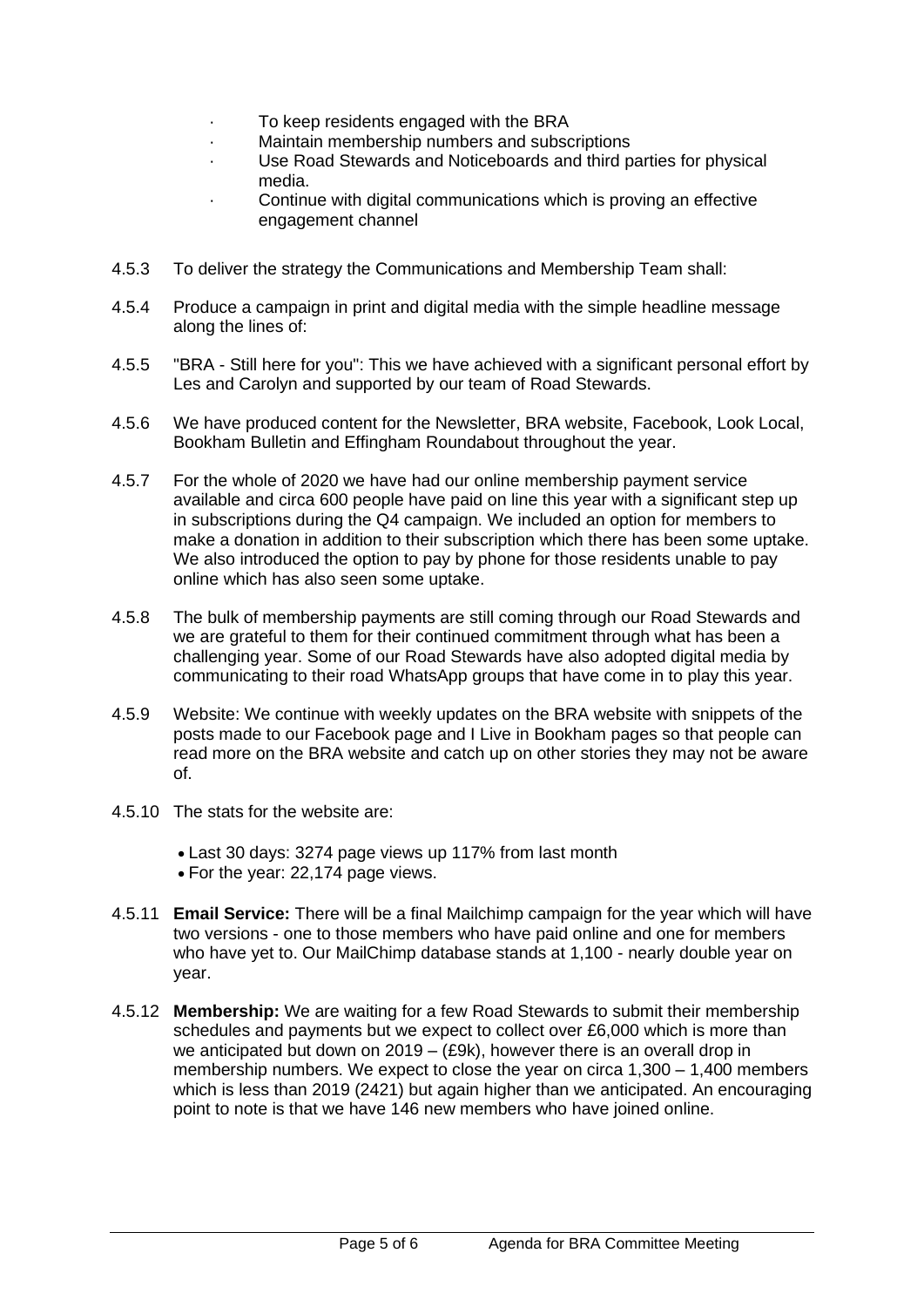- To keep residents engaged with the BRA
- Maintain membership numbers and subscriptions
- Use Road Stewards and Noticeboards and third parties for physical media.
- Continue with digital communications which is proving an effective engagement channel

4.5.3 To deliver the strategy the Communications and Membership Team shall:

4.5.4 Produce a campaign in print and digital media with the simple headline message along the lines of:

4.5.5 "BRA - Still here for you": This we have achieved with a significant personal effort by Les and Carolyn and supported by our team of Road Stewards.

4.5.6 We have produced content for the Newsletter, BRA website, Facebook, Look Local, Bookham Bulletin and Effingham Roundabout throughout the year.

4.5.7 For the whole of 2020 we have had our online membership payment service available and circa 600 people have paid on line this year with a significant step up in subscriptions during the Q4 campaign. We included an option for members to make a donation in addition to their subscription which there has been some uptake. We also introduced the option to pay by phone for those residents unable to pay online which has also seen some uptake.

4.5.8 The bulk of membership payments are still coming through our Road Stewards and we are grateful to them for their continued commitment through what has been a challenging year. Some of our Road Stewards have also adopted digital media by communicating to their road WhatsApp groups that have come in to play this year.

4.5.9 Website: We continue with weekly updates on the BRA website with snippets of the posts made to our Facebook page and I Live in Bookham pages so that people can read more on the BRA website and catch up on other stories they may not be aware of.

4.5.10 The stats for the website are:

- Last 30 days: 3274 page views up 117% from last month
- For the year: 22,174 page views.

4.5.11 **Email Service:** There will be a final Mailchimp campaign for the year which will have two versions - one to those members who have paid online and one for members who have yet to. Our MailChimp database stands at 1,100 - nearly double year on year.

4.5.12 **Membership:** We are waiting for a few Road Stewards to submit their membership schedules and payments but we expect to collect over £6,000 which is more than we anticipated but down on 2019 – (£9k), however there is an overall drop in membership numbers. We expect to close the year on circa 1,300 – 1,400 members which is less than 2019 (2421) but again higher than we anticipated. An encouraging point to note is that we have 146 new members who have joined online.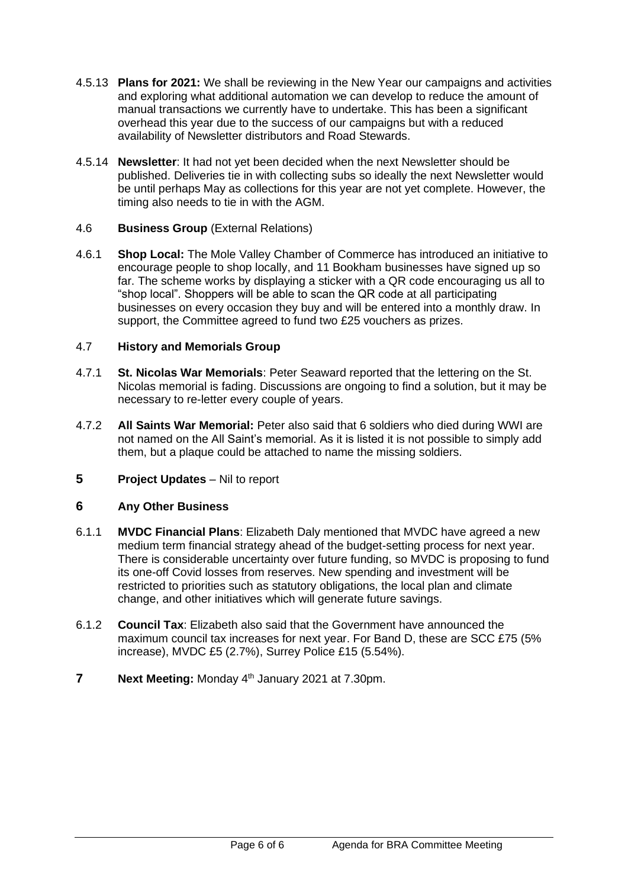4.5.13 **Plans for 2021:** We shall be reviewing in the New Year our campaigns and activities and exploring what additional automation we can develop to reduce the amount of manual transactions we currently have to undertake. This has been a significant overhead this year due to the success of our campaigns but with a reduced availability of Newsletter distributors and Road Stewards.

4.5.14 **Newsletter**: It had not yet been decided when the next Newsletter should be published. Deliveries tie in with collecting subs so ideally the next Newsletter would be until perhaps May as collections for this year are not yet complete. However, the timing also needs to tie in with the AGM.

4.6 **Business Group** (External Relations)

4.6.1 **Shop Local:** The Mole Valley Chamber of Commerce has introduced an initiative to encourage people to shop locally, and 11 Bookham businesses have signed up so far. The scheme works by displaying a sticker with a QR code encouraging us all to "shop local". Shoppers will be able to scan the QR code at all participating businesses on every occasion they buy and will be entered into a monthly draw. In support, the Committee agreed to fund two £25 vouchers as prizes.

4.7 **History and Memorials Group**

4.7.1 **St. Nicolas War Memorials**: Peter Seaward reported that the lettering on the St. Nicolas memorial is fading. Discussions are ongoing to find a solution, but it may be necessary to re-letter every couple of years.

4.7.2 **All Saints War Memorial:** Peter also said that 6 soldiers who died during WWI are not named on the All Saint's memorial. As it is listed it is not possible to simply add them, but a plaque could be attached to name the missing soldiers.

## 5 Project Updates – Nil to report

## 6 Any Other Business

6.1.1 **MVDC Financial Plans**: Elizabeth Daly mentioned that MVDC have agreed a new medium term financial strategy ahead of the budget-setting process for next year. There is considerable uncertainty over future funding, so MVDC is proposing to fund its one-off Covid losses from reserves. New spending and investment will be restricted to priorities such as statutory obligations, the local plan and climate change, and other initiatives which will generate future savings.

6.1.2 **Council Tax**: Elizabeth also said that the Government have announced the maximum council tax increases for next year. For Band D, these are SCC £75 (5% increase), MVDC £5 (2.7%), Surrey Police £15 (5.54%).

## 7 Next Meeting: Monday 4th January 2021 at 7.30pm.